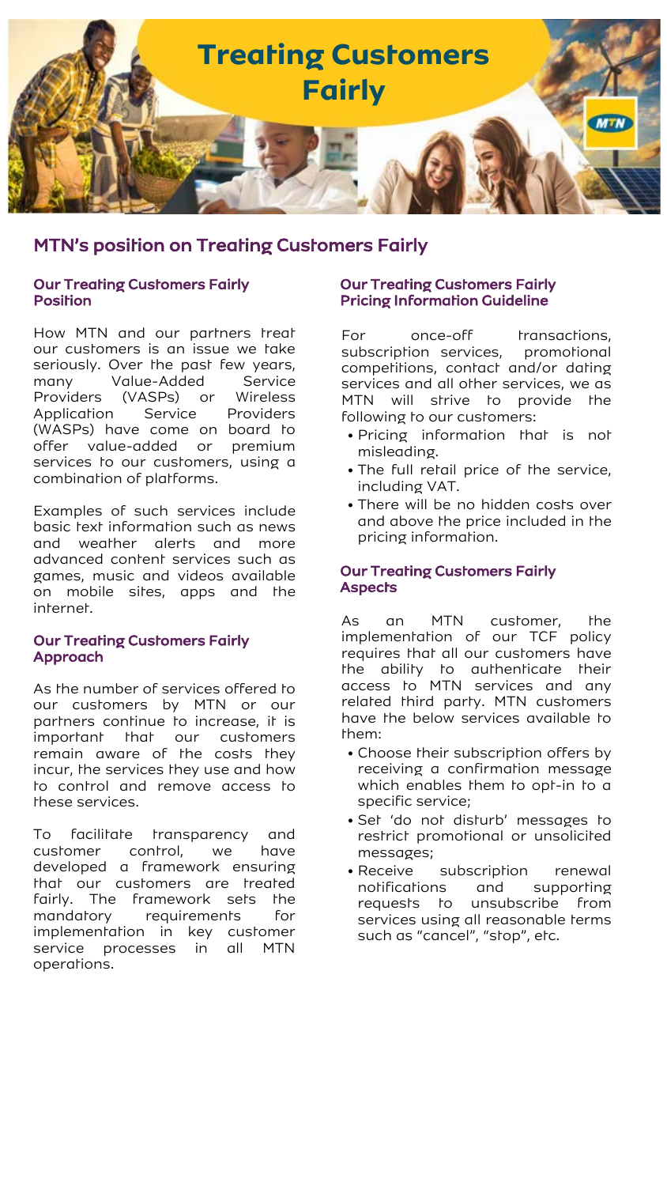# Treating Customers Fairly

## MTN's position on Treating Customers Fairly

### Our Treating Customers Fairly Position

How MTN and our partners treat our customers is an issue we take seriously. Over the past few years, many Value-Added Service Providers (VASPs) or Wireless Application Service Providers (WASPs) have come on board to offer value-added or premium services to our customers, using a combination of platforms.

Examples of such services include basic text information such as news and weather alerts and more advanced content services such as games, music and videos available on mobile sites, apps and the internet.

### Our Treating Customers Fairly Approach

As the number of services offered to our customers by MTN or our partners continue to increase, it is important that our customers remain aware of the costs they incur, the services they use and how to control and remove access to these services.

To facilitate transparency and customer control, we have developed a framework ensuring that our customers are treated fairly. The framework sets the mandatory requirements for implementation in key customer service processes in all MTN operations.

### Our Treating Customers Fairly Pricing Information Guideline

For once-off transactions, subscription services, promotional competitions, contact and/or dating services and all other services, we as MTN will strive to provide the following to our customers:

- Pricing information that is not misleading.
- The full retail price of the service, including VAT.
- There will be no hidden costs over and above the price included in the pricing information.

### Our Treating Customers Fairly Aspects

As an MTN customer, the implementation of our TCF policy requires that all our customers have the ability to authenticate their access to MTN services and any related third party. MTN customers have the below services available to them:

- Choose their subscription offers by receiving a confirmation message which enables them to opt-in to a specific service;
- Set 'do not disturb' messages to restrict promotional or unsolicited messages;
- Receive subscription renewal notifications and supporting requests to unsubscribe from services using all reasonable terms such as "cancel", "stop", etc.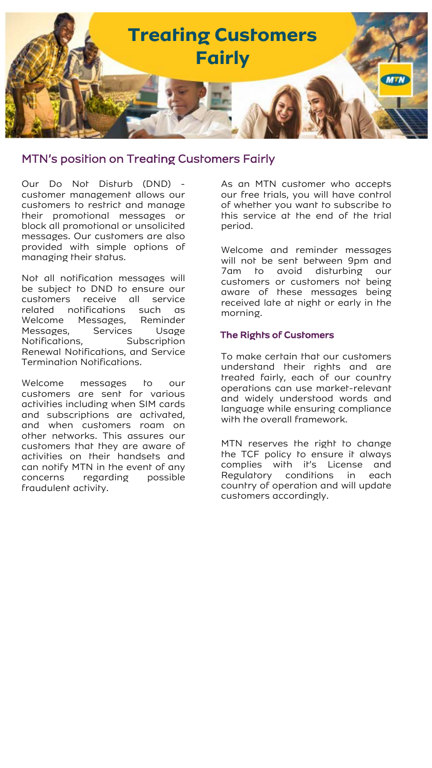# Treating Customers Fairly

## MTN's position on Treating Customers Fairly

Our Do Not Disturb (DND) - customer management allows our customers to restrict and manage their promotional messages or block all promotional or unsolicited messages. Our customers are also provided with simple options of managing their status.

Not all notification messages will be subject to DND to ensure our customers receive all service related notifications such as Welcome Messages, Reminder Messages, Services Usage Notifications, Subscription Renewal Notifications, and Service Termination Notifications.

Welcome messages to our customers are sent for various activities including when SIM cards and subscriptions are activated, and when customers roam on other networks. This assures our customers that they are aware of activities on their handsets and can notify MTN in the event of any concerns regarding possible fraudulent activity.

As an MTN customer who accepts our free trials, you will have control of whether you want to subscribe to this service at the end of the trial period.

Welcome and reminder messages will not be sent between 9pm and 7am to avoid disturbing our customers or customers not being aware of these messages being received late at night or early in the morning.

### The Rights of Customers

To make certain that our customers understand their rights and are treated fairly, each of our country operations can use market-relevant and widely understood words and language while ensuring compliance with the overall framework.

MTN reserves the right to change the TCF policy to ensure it always complies with it's License and Regulatory conditions in each country of operation and will update customers accordingly.